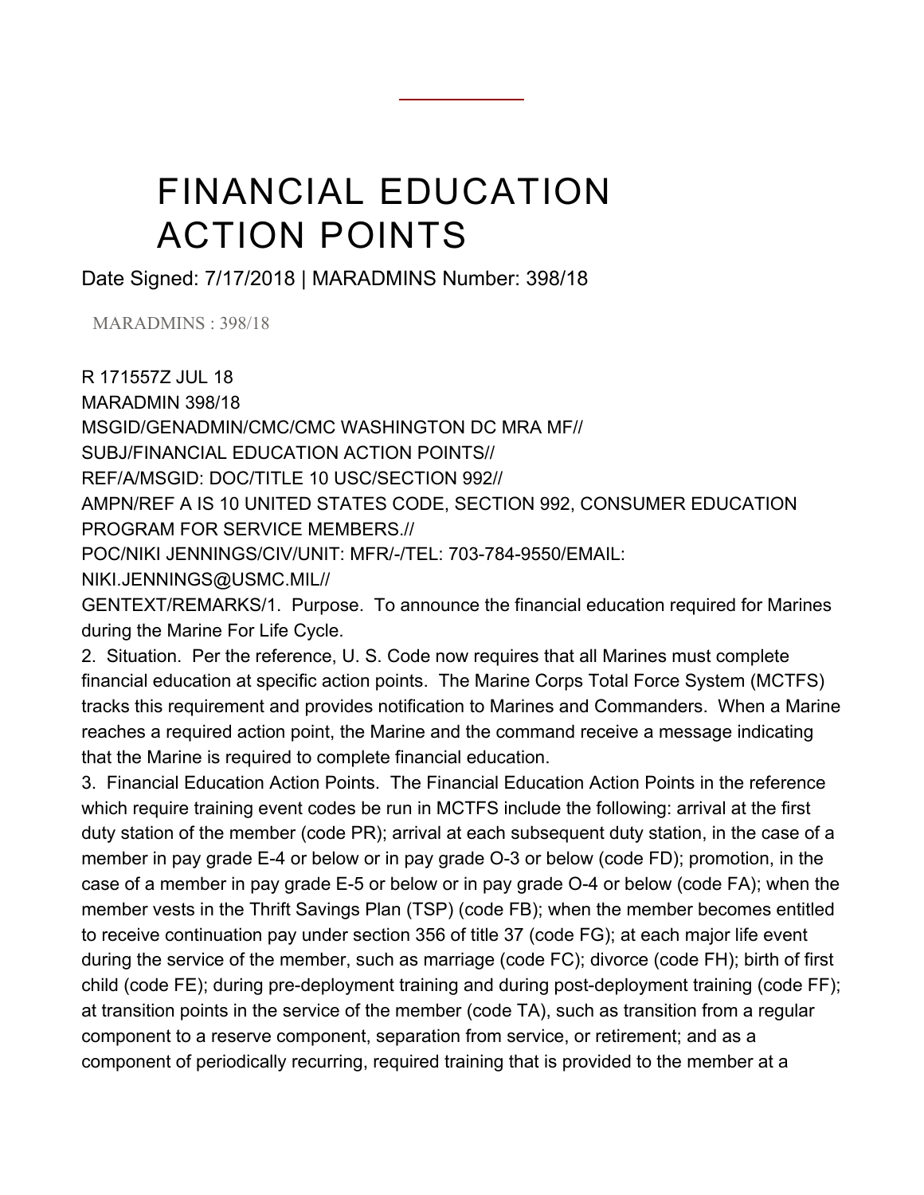# FINANCIAL EDUCATION ACTION POINTS

Date Signed: 7/17/2018 | MARADMINS Number: 398/18

MARADMINS : 398/18

R 171557Z JUL 18
MARADMIN 398/18
MSGID/GENADMIN/CMC/CMC WASHINGTON DC MRA MF//
SUBJ/FINANCIAL EDUCATION ACTION POINTS//
REF/A/MSGID: DOC/TITLE 10 USC/SECTION 992//
AMPN/REF A IS 10 UNITED STATES CODE, SECTION 992, CONSUMER EDUCATION PROGRAM FOR SERVICE MEMBERS.//
POC/NIKI JENNINGS/CIV/UNIT: MFR/-/TEL: 703-784-9550/EMAIL: NIKI.JENNINGS@USMC.MIL//
GENTEXT/REMARKS/1. Purpose. To announce the financial education required for Marines during the Marine For Life Cycle.

2. Situation. Per the reference, U. S. Code now requires that all Marines must complete financial education at specific action points. The Marine Corps Total Force System (MCTFS) tracks this requirement and provides notification to Marines and Commanders. When a Marine reaches a required action point, the Marine and the command receive a message indicating that the Marine is required to complete financial education.

3. Financial Education Action Points. The Financial Education Action Points in the reference which require training event codes be run in MCTFS include the following: arrival at the first duty station of the member (code PR); arrival at each subsequent duty station, in the case of a member in pay grade E-4 or below or in pay grade O-3 or below (code FD); promotion, in the case of a member in pay grade E-5 or below or in pay grade O-4 or below (code FA); when the member vests in the Thrift Savings Plan (TSP) (code FB); when the member becomes entitled to receive continuation pay under section 356 of title 37 (code FG); at each major life event during the service of the member, such as marriage (code FC); divorce (code FH); birth of first child (code FE); during pre-deployment training and during post-deployment training (code FF); at transition points in the service of the member (code TA), such as transition from a regular component to a reserve component, separation from service, or retirement; and as a component of periodically recurring, required training that is provided to the member at a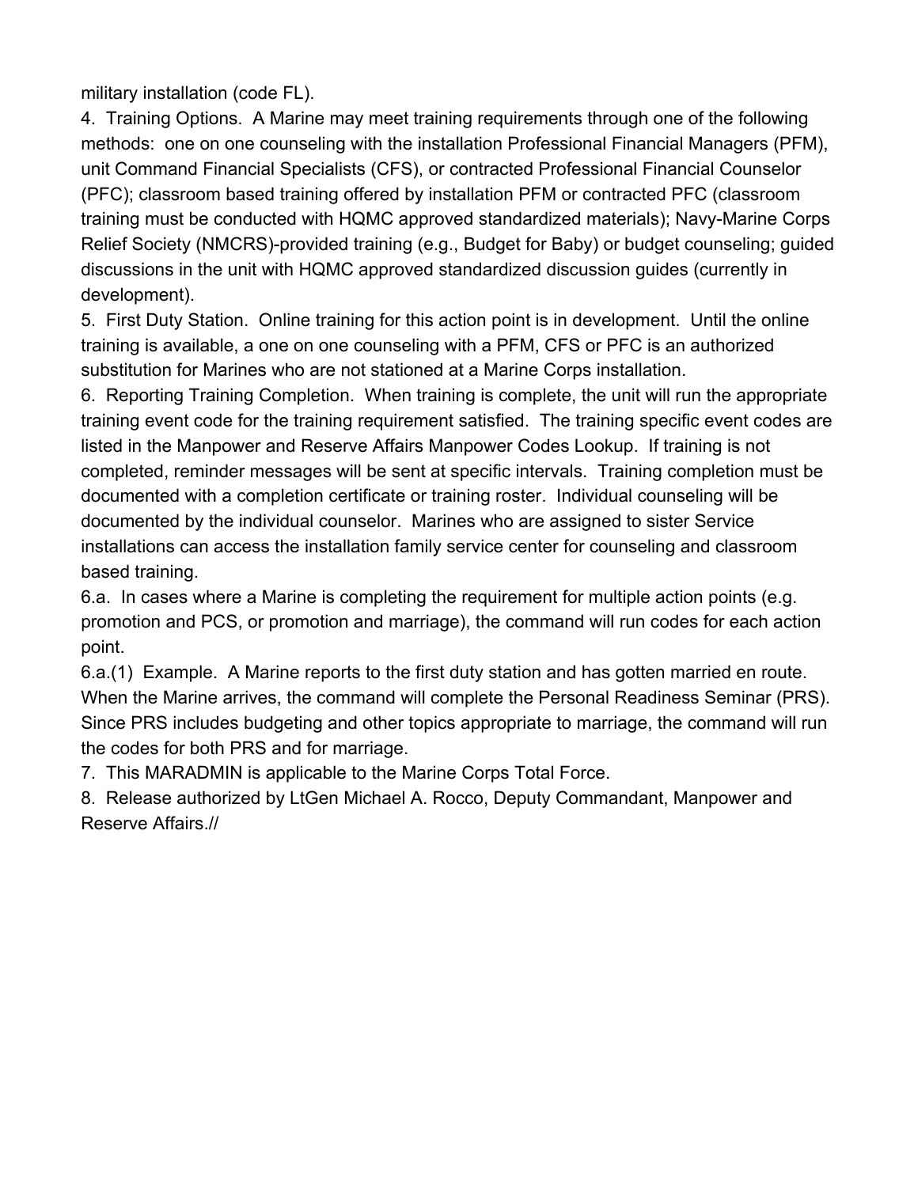military installation (code FL).

4. Training Options. A Marine may meet training requirements through one of the following methods: one on one counseling with the installation Professional Financial Managers (PFM), unit Command Financial Specialists (CFS), or contracted Professional Financial Counselor (PFC); classroom based training offered by installation PFM or contracted PFC (classroom training must be conducted with HQMC approved standardized materials); Navy-Marine Corps Relief Society (NMCRS)-provided training (e.g., Budget for Baby) or budget counseling; guided discussions in the unit with HQMC approved standardized discussion guides (currently in development).

5. First Duty Station. Online training for this action point is in development. Until the online training is available, a one on one counseling with a PFM, CFS or PFC is an authorized substitution for Marines who are not stationed at a Marine Corps installation.

6. Reporting Training Completion. When training is complete, the unit will run the appropriate training event code for the training requirement satisfied. The training specific event codes are listed in the Manpower and Reserve Affairs Manpower Codes Lookup. If training is not completed, reminder messages will be sent at specific intervals. Training completion must be documented with a completion certificate or training roster. Individual counseling will be documented by the individual counselor. Marines who are assigned to sister Service installations can access the installation family service center for counseling and classroom based training.

6.a. In cases where a Marine is completing the requirement for multiple action points (e.g. promotion and PCS, or promotion and marriage), the command will run codes for each action point.

6.a.(1) Example. A Marine reports to the first duty station and has gotten married en route. When the Marine arrives, the command will complete the Personal Readiness Seminar (PRS). Since PRS includes budgeting and other topics appropriate to marriage, the command will run the codes for both PRS and for marriage.

7. This MARADMIN is applicable to the Marine Corps Total Force.

8. Release authorized by LtGen Michael A. Rocco, Deputy Commandant, Manpower and Reserve Affairs.//